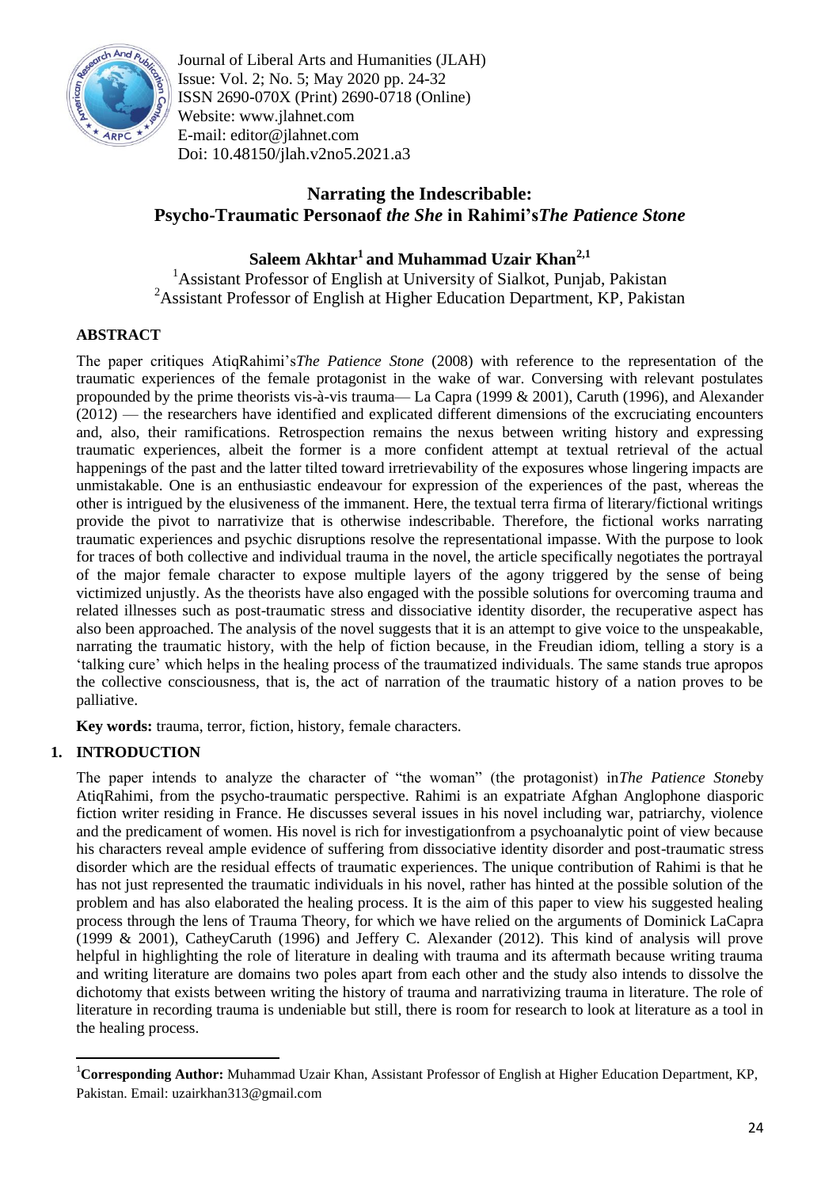Journal of Liberal Arts and Humanities (JLAH)
Issue: Vol. 2; No. 5; May 2020 pp. 24-32
ISSN 2690-070X (Print) 2690-0718 (Online)
Website: www.jlahnet.com
E-mail: editor@jlahnet.com
Doi: 10.48150/jlah.v2no5.2021.a3

# Narrating the Indescribable: Psycho-Traumatic Personaof *the She* in Rahimi's*The Patience Stone*

**Saleem Akhtar[1] and Muhammad Uzair Khan[2,1]**

[1]Assistant Professor of English at University of Sialkot, Punjab, Pakistan
[2]Assistant Professor of English at Higher Education Department, KP, Pakistan

## ABSTRACT

The paper critiques AtiqRahimi's*The Patience Stone* (2008) with reference to the representation of the traumatic experiences of the female protagonist in the wake of war. Conversing with relevant postulates propounded by the prime theorists vis-à-vis trauma— La Capra (1999 & 2001), Caruth (1996), and Alexander (2012) — the researchers have identified and explicated different dimensions of the excruciating encounters and, also, their ramifications. Retrospection remains the nexus between writing history and expressing traumatic experiences, albeit the former is a more confident attempt at textual retrieval of the actual happenings of the past and the latter tilted toward irretrievability of the exposures whose lingering impacts are unmistakable. One is an enthusiastic endeavour for expression of the experiences of the past, whereas the other is intrigued by the elusiveness of the immanent. Here, the textual terra firma of literary/fictional writings provide the pivot to narrativize that is otherwise indescribable. Therefore, the fictional works narrating traumatic experiences and psychic disruptions resolve the representational impasse. With the purpose to look for traces of both collective and individual trauma in the novel, the article specifically negotiates the portrayal of the major female character to expose multiple layers of the agony triggered by the sense of being victimized unjustly. As the theorists have also engaged with the possible solutions for overcoming trauma and related illnesses such as post-traumatic stress and dissociative identity disorder, the recuperative aspect has also been approached. The analysis of the novel suggests that it is an attempt to give voice to the unspeakable, narrating the traumatic history, with the help of fiction because, in the Freudian idiom, telling a story is a 'talking cure' which helps in the healing process of the traumatized individuals. The same stands true apropos the collective consciousness, that is, the act of narration of the traumatic history of a nation proves to be palliative.

**Key words:** trauma, terror, fiction, history, female characters.

## 1. INTRODUCTION

The paper intends to analyze the character of "the woman" (the protagonist) in*The Patience Stone*by AtiqRahimi, from the psycho-traumatic perspective. Rahimi is an expatriate Afghan Anglophone diasporic fiction writer residing in France. He discusses several issues in his novel including war, patriarchy, violence and the predicament of women. His novel is rich for investigationfrom a psychoanalytic point of view because his characters reveal ample evidence of suffering from dissociative identity disorder and post-traumatic stress disorder which are the residual effects of traumatic experiences. The unique contribution of Rahimi is that he has not just represented the traumatic individuals in his novel, rather has hinted at the possible solution of the problem and has also elaborated the healing process. It is the aim of this paper to view his suggested healing process through the lens of Trauma Theory, for which we have relied on the arguments of Dominick LaCapra (1999 & 2001), CatheyCaruth (1996) and Jeffery C. Alexander (2012). This kind of analysis will prove helpful in highlighting the role of literature in dealing with trauma and its aftermath because writing trauma and writing literature are domains two poles apart from each other and the study also intends to dissolve the dichotomy that exists between writing the history of trauma and narrativizing trauma in literature. The role of literature in recording trauma is undeniable but still, there is room for research to look at literature as a tool in the healing process.

---

[1]**Corresponding Author:** Muhammad Uzair Khan, Assistant Professor of English at Higher Education Department, KP, Pakistan. Email: uzairkhan313@gmail.com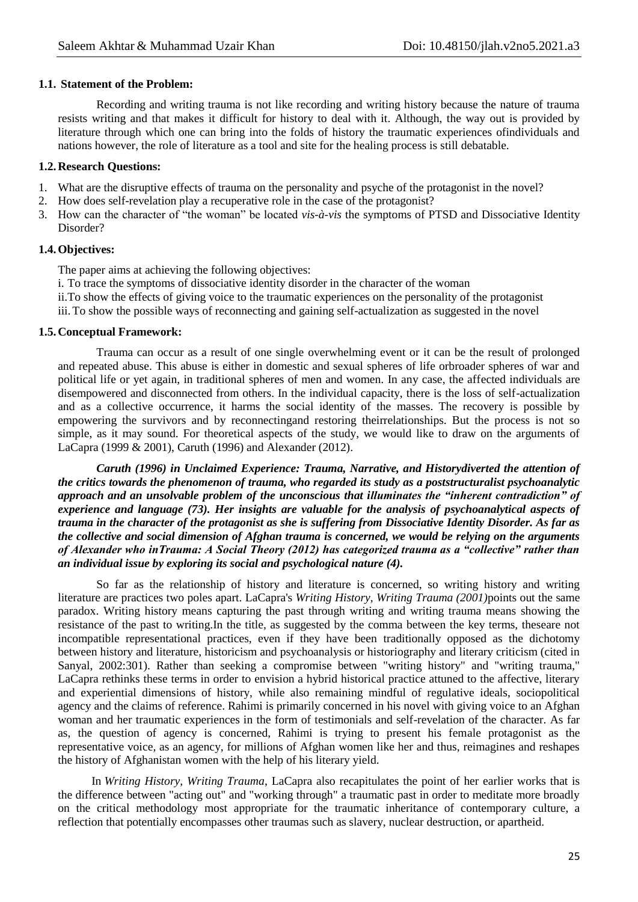### 1.1. Statement of the Problem:

Recording and writing trauma is not like recording and writing history because the nature of trauma resists writing and that makes it difficult for history to deal with it. Although, the way out is provided by literature through which one can bring into the folds of history the traumatic experiences ofindividuals and nations however, the role of literature as a tool and site for the healing process is still debatable.

### 1.2. Research Questions:

1. What are the disruptive effects of trauma on the personality and psyche of the protagonist in the novel?
2. How does self-revelation play a recuperative role in the case of the protagonist?
3. How can the character of "the woman" be located *vis-à-vis* the symptoms of PTSD and Dissociative Identity Disorder?

### 1.4. Objectives:

The paper aims at achieving the following objectives:

i. To trace the symptoms of dissociative identity disorder in the character of the woman

ii. To show the effects of giving voice to the traumatic experiences on the personality of the protagonist

iii. To show the possible ways of reconnecting and gaining self-actualization as suggested in the novel

### 1.5. Conceptual Framework:

Trauma can occur as a result of one single overwhelming event or it can be the result of prolonged and repeated abuse. This abuse is either in domestic and sexual spheres of life orbroader spheres of war and political life or yet again, in traditional spheres of men and women. In any case, the affected individuals are disempowered and disconnected from others. In the individual capacity, there is the loss of self-actualization and as a collective occurrence, it harms the social identity of the masses. The recovery is possible by empowering the survivors and by reconnectingand restoring theirrelationships. But the process is not so simple, as it may sound. For theoretical aspects of the study, we would like to draw on the arguments of LaCapra (1999 & 2001), Caruth (1996) and Alexander (2012).

***Caruth (1996) in Unclaimed Experience: Trauma, Narrative, and Historydiverted the attention of the critics towards the phenomenon of trauma, who regarded its study as a poststructuralist psychoanalytic approach and an unsolvable problem of the unconscious that illuminates the "inherent contradiction" of experience and language (73). Her insights are valuable for the analysis of psychoanalytical aspects of trauma in the character of the protagonist as she is suffering from Dissociative Identity Disorder. As far as the collective and social dimension of Afghan trauma is concerned, we would be relying on the arguments of Alexander who inTrauma: A Social Theory (2012) has categorized trauma as a "collective" rather than an individual issue by exploring its social and psychological nature (4).***

So far as the relationship of history and literature is concerned, so writing history and writing literature are practices two poles apart. LaCapra's *Writing History, Writing Trauma (2001)*points out the same paradox. Writing history means capturing the past through writing and writing trauma means showing the resistance of the past to writing.In the title, as suggested by the comma between the key terms, theseare not incompatible representational practices, even if they have been traditionally opposed as the dichotomy between history and literature, historicism and psychoanalysis or historiography and literary criticism (cited in Sanyal, 2002:301). Rather than seeking a compromise between "writing history" and "writing trauma," LaCapra rethinks these terms in order to envision a hybrid historical practice attuned to the affective, literary and experiential dimensions of history, while also remaining mindful of regulative ideals, sociopolitical agency and the claims of reference. Rahimi is primarily concerned in his novel with giving voice to an Afghan woman and her traumatic experiences in the form of testimonials and self-revelation of the character. As far as, the question of agency is concerned, Rahimi is trying to present his female protagonist as the representative voice, as an agency, for millions of Afghan women like her and thus, reimagines and reshapes the history of Afghanistan women with the help of his literary yield.

In *Writing History, Writing Trauma*, LaCapra also recapitulates the point of her earlier works that is the difference between "acting out" and "working through" a traumatic past in order to meditate more broadly on the critical methodology most appropriate for the traumatic inheritance of contemporary culture, a reflection that potentially encompasses other traumas such as slavery, nuclear destruction, or apartheid.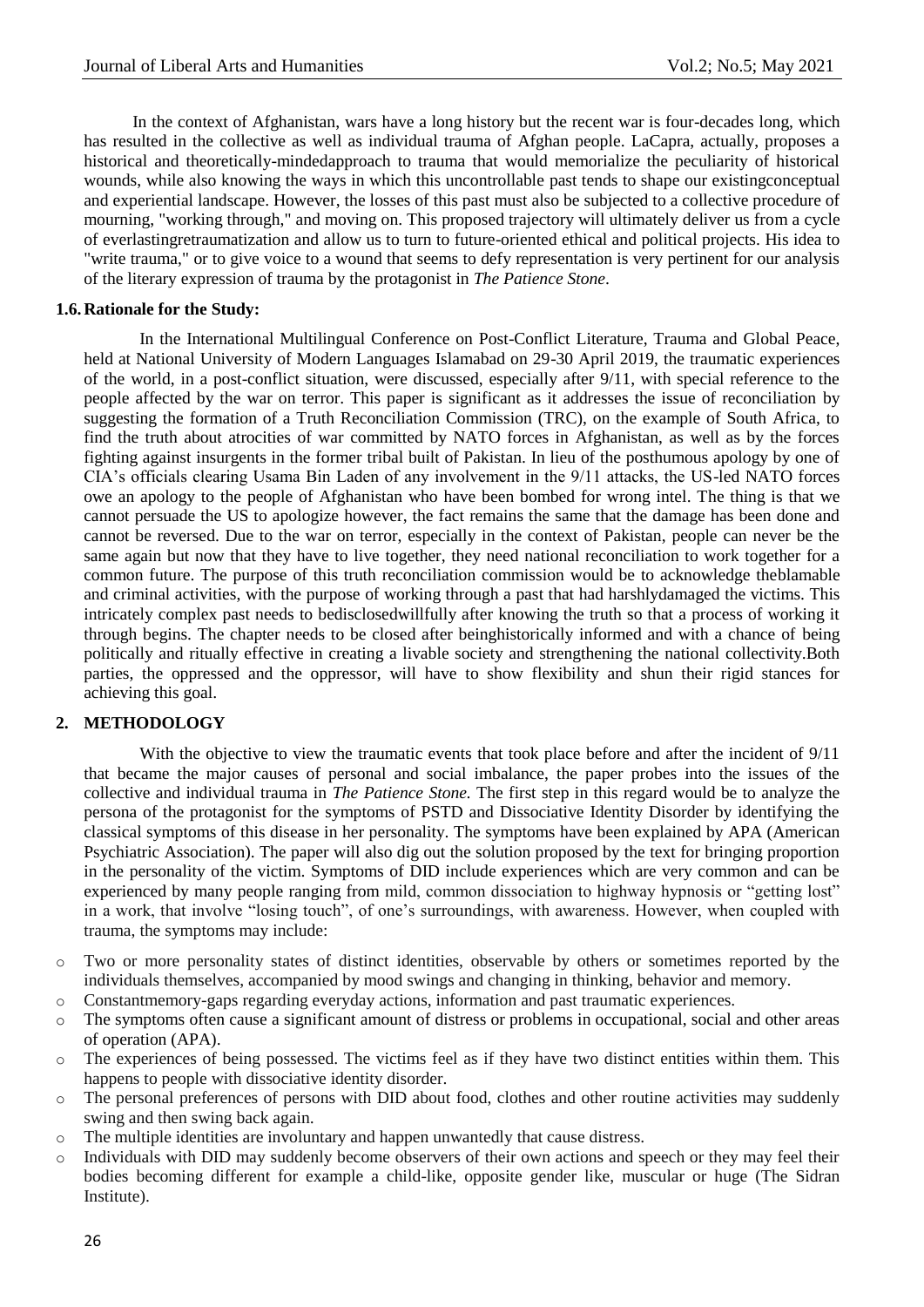In the context of Afghanistan, wars have a long history but the recent war is four-decades long, which has resulted in the collective as well as individual trauma of Afghan people. LaCapra, actually, proposes a historical and theoretically-mindedapproach to trauma that would memorialize the peculiarity of historical wounds, while also knowing the ways in which this uncontrollable past tends to shape our existingconceptual and experiential landscape. However, the losses of this past must also be subjected to a collective procedure of mourning, "working through," and moving on. This proposed trajectory will ultimately deliver us from a cycle of everlastingretraumatization and allow us to turn to future-oriented ethical and political projects. His idea to "write trauma," or to give voice to a wound that seems to defy representation is very pertinent for our analysis of the literary expression of trauma by the protagonist in *The Patience Stone*.

### 1.6. Rationale for the Study:

In the International Multilingual Conference on Post-Conflict Literature, Trauma and Global Peace, held at National University of Modern Languages Islamabad on 29-30 April 2019, the traumatic experiences of the world, in a post-conflict situation, were discussed, especially after 9/11, with special reference to the people affected by the war on terror. This paper is significant as it addresses the issue of reconciliation by suggesting the formation of a Truth Reconciliation Commission (TRC), on the example of South Africa, to find the truth about atrocities of war committed by NATO forces in Afghanistan, as well as by the forces fighting against insurgents in the former tribal built of Pakistan. In lieu of the posthumous apology by one of CIA's officials clearing Usama Bin Laden of any involvement in the 9/11 attacks, the US-led NATO forces owe an apology to the people of Afghanistan who have been bombed for wrong intel. The thing is that we cannot persuade the US to apologize however, the fact remains the same that the damage has been done and cannot be reversed. Due to the war on terror, especially in the context of Pakistan, people can never be the same again but now that they have to live together, they need national reconciliation to work together for a common future. The purpose of this truth reconciliation commission would be to acknowledge theblamable and criminal activities, with the purpose of working through a past that had harshlydamaged the victims. This intricately complex past needs to bedisclosedwillfully after knowing the truth so that a process of working it through begins. The chapter needs to be closed after beinghistorically informed and with a chance of being politically and ritually effective in creating a livable society and strengthening the national collectivity.Both parties, the oppressed and the oppressor, will have to show flexibility and shun their rigid stances for achieving this goal.

## 2. METHODOLOGY

With the objective to view the traumatic events that took place before and after the incident of 9/11 that became the major causes of personal and social imbalance, the paper probes into the issues of the collective and individual trauma in *The Patience Stone.* The first step in this regard would be to analyze the persona of the protagonist for the symptoms of PSTD and Dissociative Identity Disorder by identifying the classical symptoms of this disease in her personality. The symptoms have been explained by APA (American Psychiatric Association). The paper will also dig out the solution proposed by the text for bringing proportion in the personality of the victim. Symptoms of DID include experiences which are very common and can be experienced by many people ranging from mild, common dissociation to highway hypnosis or "getting lost" in a work, that involve "losing touch", of one's surroundings, with awareness. However, when coupled with trauma, the symptoms may include:

- Two or more personality states of distinct identities, observable by others or sometimes reported by the individuals themselves, accompanied by mood swings and changing in thinking, behavior and memory.
- Constantmemory-gaps regarding everyday actions, information and past traumatic experiences.
- The symptoms often cause a significant amount of distress or problems in occupational, social and other areas of operation (APA).
- The experiences of being possessed. The victims feel as if they have two distinct entities within them. This happens to people with dissociative identity disorder.
- The personal preferences of persons with DID about food, clothes and other routine activities may suddenly swing and then swing back again.
- The multiple identities are involuntary and happen unwantedly that cause distress.
- Individuals with DID may suddenly become observers of their own actions and speech or they may feel their bodies becoming different for example a child-like, opposite gender like, muscular or huge (The Sidran Institute).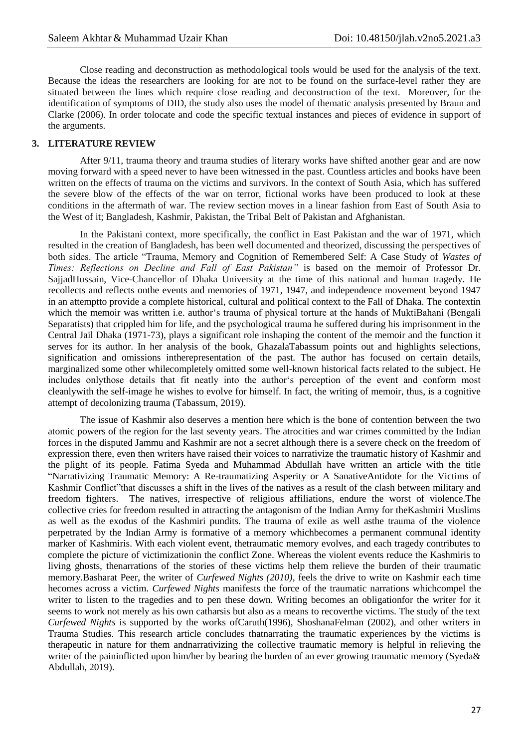Close reading and deconstruction as methodological tools would be used for the analysis of the text. Because the ideas the researchers are looking for are not to be found on the surface-level rather they are situated between the lines which require close reading and deconstruction of the text. Moreover, for the identification of symptoms of DID, the study also uses the model of thematic analysis presented by Braun and Clarke (2006). In order tolocate and code the specific textual instances and pieces of evidence in support of the arguments.

## 3. LITERATURE REVIEW

After 9/11, trauma theory and trauma studies of literary works have shifted another gear and are now moving forward with a speed never to have been witnessed in the past. Countless articles and books have been written on the effects of trauma on the victims and survivors. In the context of South Asia, which has suffered the severe blow of the effects of the war on terror, fictional works have been produced to look at these conditions in the aftermath of war. The review section moves in a linear fashion from East of South Asia to the West of it; Bangladesh, Kashmir, Pakistan, the Tribal Belt of Pakistan and Afghanistan.

In the Pakistani context, more specifically, the conflict in East Pakistan and the war of 1971, which resulted in the creation of Bangladesh, has been well documented and theorized, discussing the perspectives of both sides. The article "Trauma, Memory and Cognition of Remembered Self: A Case Study of *Wastes of Times: Reflections on Decline and Fall of East Pakistan"* is based on the memoir of Professor Dr. SajjadHussain, Vice-Chancellor of Dhaka University at the time of this national and human tragedy. He recollects and reflects onthe events and memories of 1971, 1947, and independence movement beyond 1947 in an attemptto provide a complete historical, cultural and political context to the Fall of Dhaka. The contextin which the memoir was written i.e. author's trauma of physical torture at the hands of MuktiBahani (Bengali Separatists) that crippled him for life, and the psychological trauma he suffered during his imprisonment in the Central Jail Dhaka (1971-73), plays a significant role inshaping the content of the memoir and the function it serves for its author. In her analysis of the book, GhazalaTabassum points out and highlights selections, signification and omissions intherepresentation of the past. The author has focused on certain details, marginalized some other whilecompletely omitted some well-known historical facts related to the subject. He includes onlythose details that fit neatly into the author's perception of the event and conform most cleanlywith the self-image he wishes to evolve for himself. In fact, the writing of memoir, thus, is a cognitive attempt of decolonizing trauma (Tabassum, 2019).

The issue of Kashmir also deserves a mention here which is the bone of contention between the two atomic powers of the region for the last seventy years. The atrocities and war crimes committed by the Indian forces in the disputed Jammu and Kashmir are not a secret although there is a severe check on the freedom of expression there, even then writers have raised their voices to narrativize the traumatic history of Kashmir and the plight of its people. Fatima Syeda and Muhammad Abdullah have written an article with the title "Narrativizing Traumatic Memory: A Re-traumatizing Asperity or A SanativeAntidote for the Victims of Kashmir Conflict"that discusses a shift in the lives of the natives as a result of the clash between military and freedom fighters. The natives, irrespective of religious affiliations, endure the worst of violence.The collective cries for freedom resulted in attracting the antagonism of the Indian Army for theKashmiri Muslims as well as the exodus of the Kashmiri pundits. The trauma of exile as well asthe trauma of the violence perpetrated by the Indian Army is formative of a memory whichbecomes a permanent communal identity marker of Kashmiris. With each violent event, thetraumatic memory evolves, and each tragedy contributes to complete the picture of victimizationin the conflict Zone. Whereas the violent events reduce the Kashmiris to living ghosts, thenarrations of the stories of these victims help them relieve the burden of their traumatic memory.Basharat Peer, the writer of *Curfewed Nights (2010)*, feels the drive to write on Kashmir each time hecomes across a victim. *Curfewed Nights* manifests the force of the traumatic narrations whichcompel the writer to listen to the tragedies and to pen these down. Writing becomes an obligationfor the writer for it seems to work not merely as his own catharsis but also as a means to recoverthe victims. The study of the text *Curfewed Nights* is supported by the works ofCaruth(1996), ShoshanaFelman (2002), and other writers in Trauma Studies. This research article concludes thatnarrating the traumatic experiences by the victims is therapeutic in nature for them andnarrativizing the collective traumatic memory is helpful in relieving the writer of the paininflicted upon him/her by bearing the burden of an ever growing traumatic memory (Syeda& Abdullah, 2019).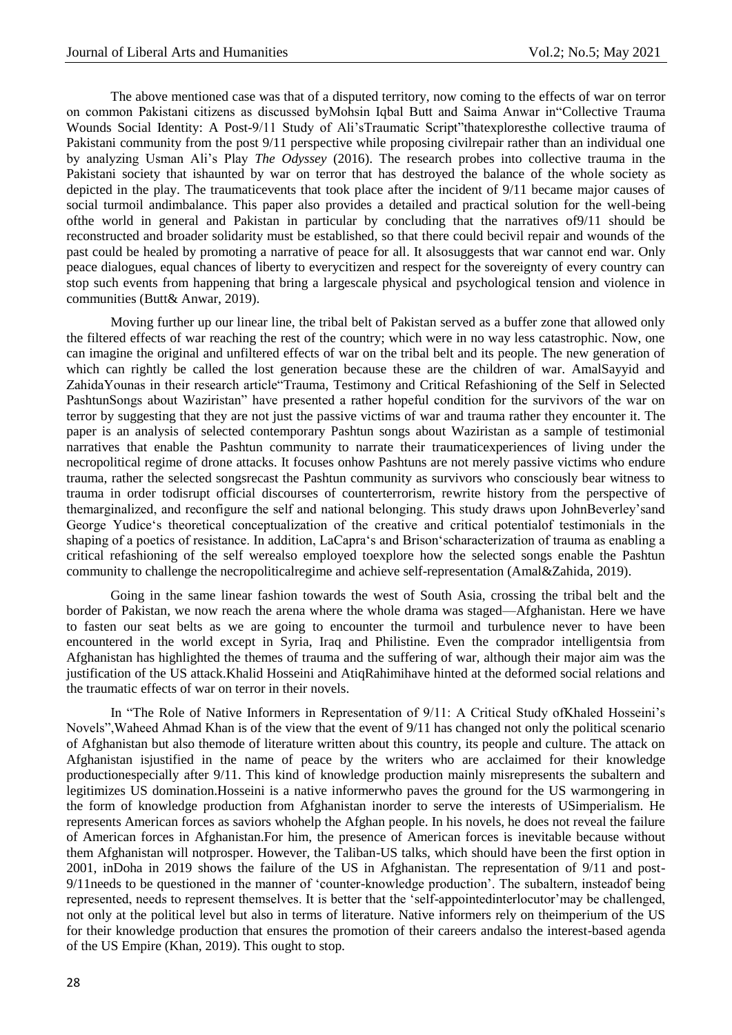The above mentioned case was that of a disputed territory, now coming to the effects of war on terror on common Pakistani citizens as discussed byMohsin Iqbal Butt and Saima Anwar in"Collective Trauma Wounds Social Identity: A Post-9/11 Study of Ali'sTraumatic Script"thatexploresthe collective trauma of Pakistani community from the post 9/11 perspective while proposing civilrepair rather than an individual one by analyzing Usman Ali's Play *The Odyssey* (2016). The research probes into collective trauma in the Pakistani society that ishaunted by war on terror that has destroyed the balance of the whole society as depicted in the play. The traumaticevents that took place after the incident of 9/11 became major causes of social turmoil andimbalance. This paper also provides a detailed and practical solution for the well-being ofthe world in general and Pakistan in particular by concluding that the narratives of9/11 should be reconstructed and broader solidarity must be established, so that there could becivil repair and wounds of the past could be healed by promoting a narrative of peace for all. It alsosuggests that war cannot end war. Only peace dialogues, equal chances of liberty to everycitizen and respect for the sovereignty of every country can stop such events from happening that bring a largescale physical and psychological tension and violence in communities (Butt& Anwar, 2019).

Moving further up our linear line, the tribal belt of Pakistan served as a buffer zone that allowed only the filtered effects of war reaching the rest of the country; which were in no way less catastrophic. Now, one can imagine the original and unfiltered effects of war on the tribal belt and its people. The new generation of which can rightly be called the lost generation because these are the children of war. AmalSayyid and ZahidaYounas in their research article"Trauma, Testimony and Critical Refashioning of the Self in Selected PashtunSongs about Waziristan" have presented a rather hopeful condition for the survivors of the war on terror by suggesting that they are not just the passive victims of war and trauma rather they encounter it. The paper is an analysis of selected contemporary Pashtun songs about Waziristan as a sample of testimonial narratives that enable the Pashtun community to narrate their traumaticexperiences of living under the necropolitical regime of drone attacks. It focuses onhow Pashtuns are not merely passive victims who endure trauma, rather the selected songsrecast the Pashtun community as survivors who consciously bear witness to trauma in order todisrupt official discourses of counterterrorism, rewrite history from the perspective of themarginalized, and reconfigure the self and national belonging. This study draws upon JohnBeverley'sand George Yudice's theoretical conceptualization of the creative and critical potentialof testimonials in the shaping of a poetics of resistance. In addition, LaCapra's and Brison'scharacterization of trauma as enabling a critical refashioning of the self werealso employed toexplore how the selected songs enable the Pashtun community to challenge the necropoliticalregime and achieve self-representation (Amal&Zahida, 2019).

Going in the same linear fashion towards the west of South Asia, crossing the tribal belt and the border of Pakistan, we now reach the arena where the whole drama was staged—Afghanistan. Here we have to fasten our seat belts as we are going to encounter the turmoil and turbulence never to have been encountered in the world except in Syria, Iraq and Philistine. Even the comprador intelligentsia from Afghanistan has highlighted the themes of trauma and the suffering of war, although their major aim was the justification of the US attack.Khalid Hosseini and AtiqRahimihave hinted at the deformed social relations and the traumatic effects of war on terror in their novels.

In "The Role of Native Informers in Representation of 9/11: A Critical Study ofKhaled Hosseini's Novels",Waheed Ahmad Khan is of the view that the event of 9/11 has changed not only the political scenario of Afghanistan but also themode of literature written about this country, its people and culture. The attack on Afghanistan isjustified in the name of peace by the writers who are acclaimed for their knowledge productionespecially after 9/11. This kind of knowledge production mainly misrepresents the subaltern and legitimizes US domination.Hosseini is a native informerwho paves the ground for the US warmongering in the form of knowledge production from Afghanistan inorder to serve the interests of USimperialism. He represents American forces as saviors whohelp the Afghan people. In his novels, he does not reveal the failure of American forces in Afghanistan.For him, the presence of American forces is inevitable because without them Afghanistan will notprosper. However, the Taliban-US talks, which should have been the first option in 2001, inDoha in 2019 shows the failure of the US in Afghanistan. The representation of 9/11 and post-9/11needs to be questioned in the manner of 'counter-knowledge production'. The subaltern, insteadof being represented, needs to represent themselves. It is better that the 'self-appointedinterlocutor'may be challenged, not only at the political level but also in terms of literature. Native informers rely on theimperium of the US for their knowledge production that ensures the promotion of their careers andalso the interest-based agenda of the US Empire (Khan, 2019). This ought to stop.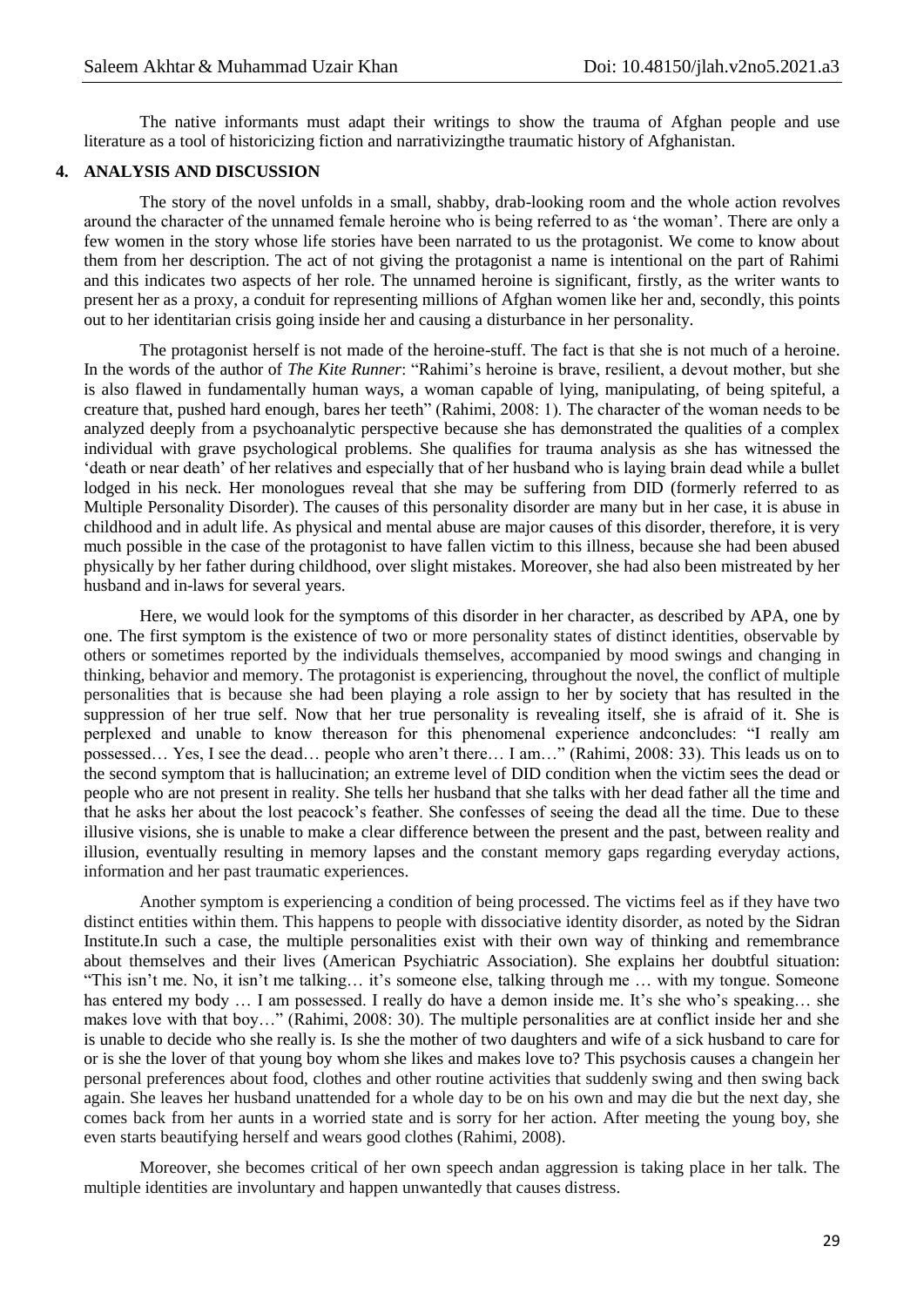The native informants must adapt their writings to show the trauma of Afghan people and use literature as a tool of historicizing fiction and narrativizingthe traumatic history of Afghanistan.

## 4. ANALYSIS AND DISCUSSION

The story of the novel unfolds in a small, shabby, drab-looking room and the whole action revolves around the character of the unnamed female heroine who is being referred to as 'the woman'. There are only a few women in the story whose life stories have been narrated to us the protagonist. We come to know about them from her description. The act of not giving the protagonist a name is intentional on the part of Rahimi and this indicates two aspects of her role. The unnamed heroine is significant, firstly, as the writer wants to present her as a proxy, a conduit for representing millions of Afghan women like her and, secondly, this points out to her identitarian crisis going inside her and causing a disturbance in her personality.

The protagonist herself is not made of the heroine-stuff. The fact is that she is not much of a heroine. In the words of the author of *The Kite Runner*: "Rahimi's heroine is brave, resilient, a devout mother, but she is also flawed in fundamentally human ways, a woman capable of lying, manipulating, of being spiteful, a creature that, pushed hard enough, bares her teeth" (Rahimi, 2008: 1). The character of the woman needs to be analyzed deeply from a psychoanalytic perspective because she has demonstrated the qualities of a complex individual with grave psychological problems. She qualifies for trauma analysis as she has witnessed the 'death or near death' of her relatives and especially that of her husband who is laying brain dead while a bullet lodged in his neck. Her monologues reveal that she may be suffering from DID (formerly referred to as Multiple Personality Disorder). The causes of this personality disorder are many but in her case, it is abuse in childhood and in adult life. As physical and mental abuse are major causes of this disorder, therefore, it is very much possible in the case of the protagonist to have fallen victim to this illness, because she had been abused physically by her father during childhood, over slight mistakes. Moreover, she had also been mistreated by her husband and in-laws for several years.

Here, we would look for the symptoms of this disorder in her character, as described by APA, one by one. The first symptom is the existence of two or more personality states of distinct identities, observable by others or sometimes reported by the individuals themselves, accompanied by mood swings and changing in thinking, behavior and memory. The protagonist is experiencing, throughout the novel, the conflict of multiple personalities that is because she had been playing a role assign to her by society that has resulted in the suppression of her true self. Now that her true personality is revealing itself, she is afraid of it. She is perplexed and unable to know thereason for this phenomenal experience andconcludes: "I really am possessed… Yes, I see the dead… people who aren't there… I am…" (Rahimi, 2008: 33). This leads us on to the second symptom that is hallucination; an extreme level of DID condition when the victim sees the dead or people who are not present in reality. She tells her husband that she talks with her dead father all the time and that he asks her about the lost peacock's feather. She confesses of seeing the dead all the time. Due to these illusive visions, she is unable to make a clear difference between the present and the past, between reality and illusion, eventually resulting in memory lapses and the constant memory gaps regarding everyday actions, information and her past traumatic experiences.

Another symptom is experiencing a condition of being processed. The victims feel as if they have two distinct entities within them. This happens to people with dissociative identity disorder, as noted by the Sidran Institute.In such a case, the multiple personalities exist with their own way of thinking and remembrance about themselves and their lives (American Psychiatric Association). She explains her doubtful situation: "This isn't me. No, it isn't me talking… it's someone else, talking through me … with my tongue. Someone has entered my body … I am possessed. I really do have a demon inside me. It's she who's speaking… she makes love with that boy…" (Rahimi, 2008: 30). The multiple personalities are at conflict inside her and she is unable to decide who she really is. Is she the mother of two daughters and wife of a sick husband to care for or is she the lover of that young boy whom she likes and makes love to? This psychosis causes a changein her personal preferences about food, clothes and other routine activities that suddenly swing and then swing back again. She leaves her husband unattended for a whole day to be on his own and may die but the next day, she comes back from her aunts in a worried state and is sorry for her action. After meeting the young boy, she even starts beautifying herself and wears good clothes (Rahimi, 2008).

Moreover, she becomes critical of her own speech andan aggression is taking place in her talk. The multiple identities are involuntary and happen unwantedly that causes distress.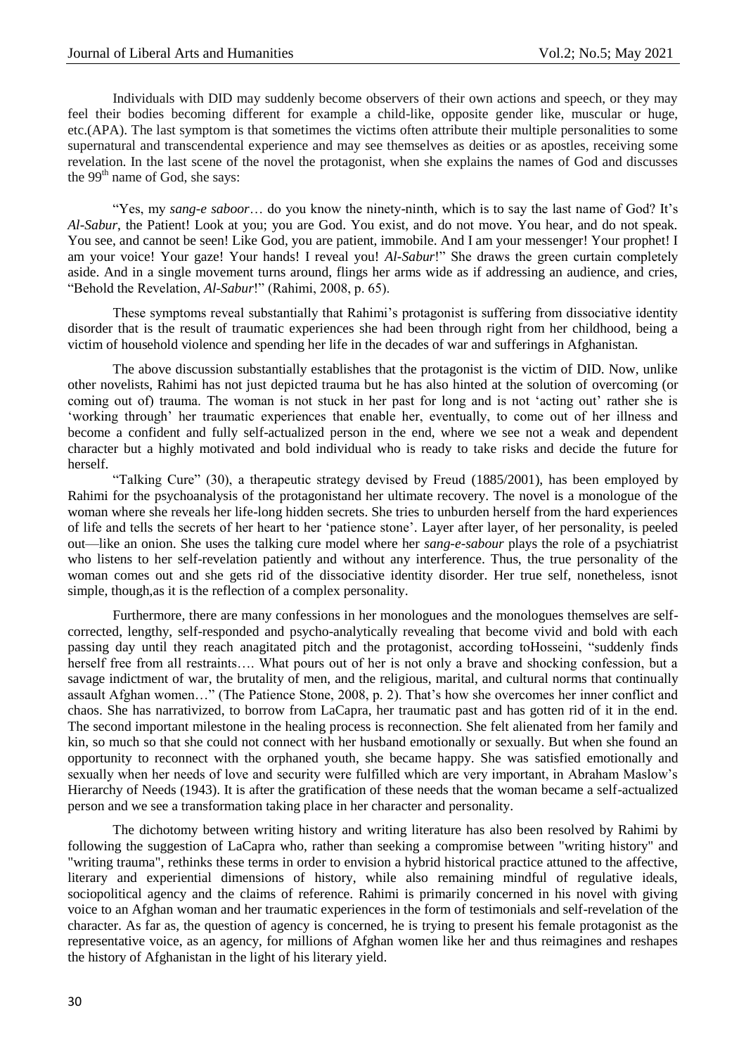Individuals with DID may suddenly become observers of their own actions and speech, or they may feel their bodies becoming different for example a child-like, opposite gender like, muscular or huge, etc.(APA). The last symptom is that sometimes the victims often attribute their multiple personalities to some supernatural and transcendental experience and may see themselves as deities or as apostles, receiving some revelation. In the last scene of the novel the protagonist, when she explains the names of God and discusses the 99th name of God, she says:

"Yes, my *sang-e saboor*… do you know the ninety-ninth, which is to say the last name of God? It's *Al-Sabur*, the Patient! Look at you; you are God. You exist, and do not move. You hear, and do not speak. You see, and cannot be seen! Like God, you are patient, immobile. And I am your messenger! Your prophet! I am your voice! Your gaze! Your hands! I reveal you! *Al-Sabur*!" She draws the green curtain completely aside. And in a single movement turns around, flings her arms wide as if addressing an audience, and cries, "Behold the Revelation, *Al-Sabur*!" (Rahimi, 2008, p. 65).

These symptoms reveal substantially that Rahimi's protagonist is suffering from dissociative identity disorder that is the result of traumatic experiences she had been through right from her childhood, being a victim of household violence and spending her life in the decades of war and sufferings in Afghanistan.

The above discussion substantially establishes that the protagonist is the victim of DID. Now, unlike other novelists, Rahimi has not just depicted trauma but he has also hinted at the solution of overcoming (or coming out of) trauma. The woman is not stuck in her past for long and is not 'acting out' rather she is 'working through' her traumatic experiences that enable her, eventually, to come out of her illness and become a confident and fully self-actualized person in the end, where we see not a weak and dependent character but a highly motivated and bold individual who is ready to take risks and decide the future for herself.

"Talking Cure" (30), a therapeutic strategy devised by Freud (1885/2001), has been employed by Rahimi for the psychoanalysis of the protagonistand her ultimate recovery. The novel is a monologue of the woman where she reveals her life-long hidden secrets. She tries to unburden herself from the hard experiences of life and tells the secrets of her heart to her 'patience stone'. Layer after layer, of her personality, is peeled out—like an onion. She uses the talking cure model where her *sang-e-sabour* plays the role of a psychiatrist who listens to her self-revelation patiently and without any interference. Thus, the true personality of the woman comes out and she gets rid of the dissociative identity disorder. Her true self, nonetheless, isnot simple, though,as it is the reflection of a complex personality.

Furthermore, there are many confessions in her monologues and the monologues themselves are self-corrected, lengthy, self-responded and psycho-analytically revealing that become vivid and bold with each passing day until they reach anagitated pitch and the protagonist, according toHosseini, "suddenly finds herself free from all restraints…. What pours out of her is not only a brave and shocking confession, but a savage indictment of war, the brutality of men, and the religious, marital, and cultural norms that continually assault Afghan women…" (The Patience Stone, 2008, p. 2). That's how she overcomes her inner conflict and chaos. She has narrativized, to borrow from LaCapra, her traumatic past and has gotten rid of it in the end. The second important milestone in the healing process is reconnection. She felt alienated from her family and kin, so much so that she could not connect with her husband emotionally or sexually. But when she found an opportunity to reconnect with the orphaned youth, she became happy. She was satisfied emotionally and sexually when her needs of love and security were fulfilled which are very important, in Abraham Maslow's Hierarchy of Needs (1943). It is after the gratification of these needs that the woman became a self-actualized person and we see a transformation taking place in her character and personality.

The dichotomy between writing history and writing literature has also been resolved by Rahimi by following the suggestion of LaCapra who, rather than seeking a compromise between "writing history" and "writing trauma", rethinks these terms in order to envision a hybrid historical practice attuned to the affective, literary and experiential dimensions of history, while also remaining mindful of regulative ideals, sociopolitical agency and the claims of reference. Rahimi is primarily concerned in his novel with giving voice to an Afghan woman and her traumatic experiences in the form of testimonials and self-revelation of the character. As far as, the question of agency is concerned, he is trying to present his female protagonist as the representative voice, as an agency, for millions of Afghan women like her and thus reimagines and reshapes the history of Afghanistan in the light of his literary yield.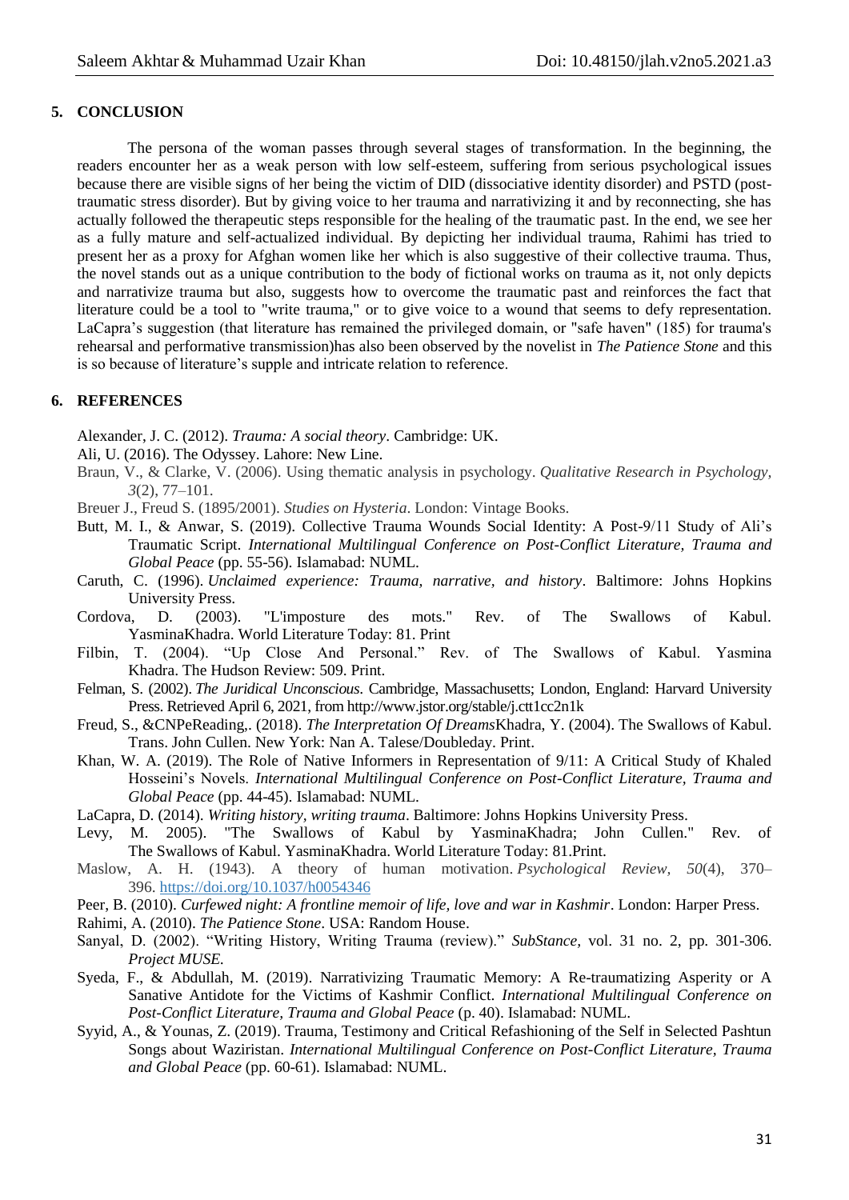## 5. CONCLUSION

The persona of the woman passes through several stages of transformation. In the beginning, the readers encounter her as a weak person with low self-esteem, suffering from serious psychological issues because there are visible signs of her being the victim of DID (dissociative identity disorder) and PSTD (post-traumatic stress disorder). But by giving voice to her trauma and narrativizing it and by reconnecting, she has actually followed the therapeutic steps responsible for the healing of the traumatic past. In the end, we see her as a fully mature and self-actualized individual. By depicting her individual trauma, Rahimi has tried to present her as a proxy for Afghan women like her which is also suggestive of their collective trauma. Thus, the novel stands out as a unique contribution to the body of fictional works on trauma as it, not only depicts and narrativize trauma but also, suggests how to overcome the traumatic past and reinforces the fact that literature could be a tool to "write trauma," or to give voice to a wound that seems to defy representation. LaCapra's suggestion (that literature has remained the privileged domain, or "safe haven" (185) for trauma's rehearsal and performative transmission)has also been observed by the novelist in *The Patience Stone* and this is so because of literature's supple and intricate relation to reference.

## 6. REFERENCES

Alexander, J. C. (2012). *Trauma: A social theory*. Cambridge: UK.

Ali, U. (2016). The Odyssey. Lahore: New Line.

Braun, V., & Clarke, V. (2006). Using thematic analysis in psychology. *Qualitative Research in Psychology, 3*(2), 77–101.

Breuer J., Freud S. (1895/2001). *Studies on Hysteria*. London: Vintage Books.

Butt, M. I., & Anwar, S. (2019). Collective Trauma Wounds Social Identity: A Post-9/11 Study of Ali's Traumatic Script. *International Multilingual Conference on Post-Conflict Literature, Trauma and Global Peace* (pp. 55-56). Islamabad: NUML.

Caruth, C. (1996). *Unclaimed experience: Trauma, narrative, and history*. Baltimore: Johns Hopkins University Press.

Cordova, D. (2003). "L'imposture des mots." Rev. of The Swallows of Kabul. YasminaKhadra. World Literature Today: 81. Print

Filbin, T. (2004). "Up Close And Personal." Rev. of The Swallows of Kabul. Yasmina Khadra. The Hudson Review: 509. Print.

Felman, S. (2002). *The Juridical Unconscious.* Cambridge, Massachusetts; London, England: Harvard University Press. Retrieved April 6, 2021, from http://www.jstor.org/stable/j.ctt1cc2n1k

Freud, S., &CNPeReading,. (2018). *The Interpretation Of Dreams*Khadra, Y. (2004). The Swallows of Kabul. Trans. John Cullen. New York: Nan A. Talese/Doubleday. Print.

Khan, W. A. (2019). The Role of Native Informers in Representation of 9/11: A Critical Study of Khaled Hosseini's Novels. *International Multilingual Conference on Post-Conflict Literature, Trauma and Global Peace* (pp. 44-45). Islamabad: NUML.

LaCapra, D. (2014). *Writing history, writing trauma*. Baltimore: Johns Hopkins University Press.

Levy, M. 2005). "The Swallows of Kabul by YasminaKhadra; John Cullen." Rev. of The Swallows of Kabul. YasminaKhadra. World Literature Today: 81.Print.

Maslow, A. H. (1943). A theory of human motivation. *Psychological Review, 50*(4), 370–396. https://doi.org/10.1037/h0054346

Peer, B. (2010). *Curfewed night: A frontline memoir of life, love and war in Kashmir*. London: Harper Press.

Rahimi, A. (2010). *The Patience Stone*. USA: Random House.

Sanyal, D. (2002). "Writing History, Writing Trauma (review)." *SubStance,* vol. 31 no. 2, pp. 301-306. *Project MUSE.*

Syeda, F., & Abdullah, M. (2019). Narrativizing Traumatic Memory: A Re-traumatizing Asperity or A Sanative Antidote for the Victims of Kashmir Conflict. *International Multilingual Conference on Post-Conflict Literature, Trauma and Global Peace* (p. 40). Islamabad: NUML.

Syyid, A., & Younas, Z. (2019). Trauma, Testimony and Critical Refashioning of the Self in Selected Pashtun Songs about Waziristan. *International Multilingual Conference on Post-Conflict Literature, Trauma and Global Peace* (pp. 60-61). Islamabad: NUML.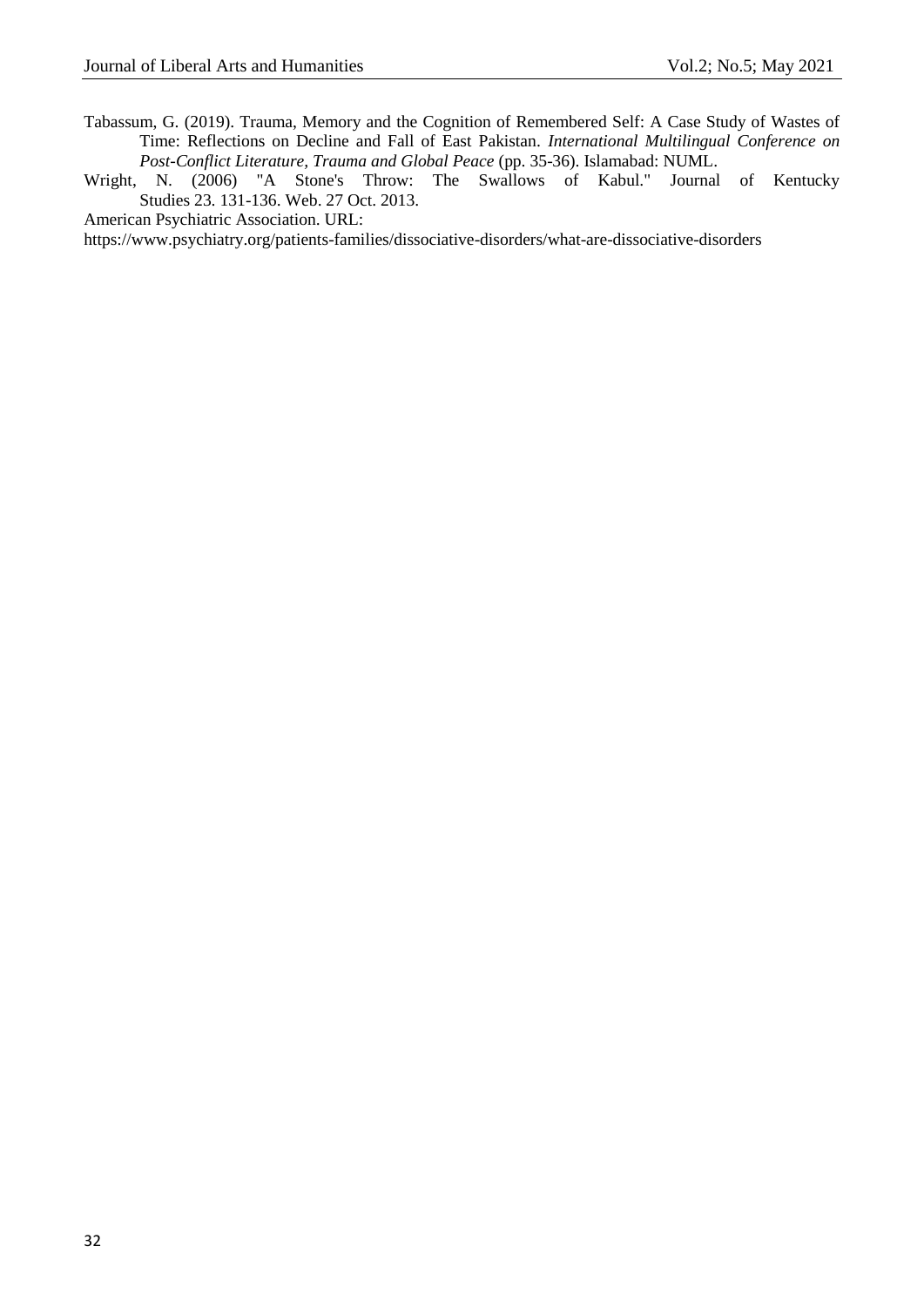Tabassum, G. (2019). Trauma, Memory and the Cognition of Remembered Self: A Case Study of Wastes of Time: Reflections on Decline and Fall of East Pakistan. *International Multilingual Conference on Post-Conflict Literature, Trauma and Global Peace* (pp. 35-36). Islamabad: NUML.

Wright, N. (2006) "A Stone's Throw: The Swallows of Kabul." Journal of Kentucky Studies 23. 131-136. Web. 27 Oct. 2013.

American Psychiatric Association. URL:

https://www.psychiatry.org/patients-families/dissociative-disorders/what-are-dissociative-disorders